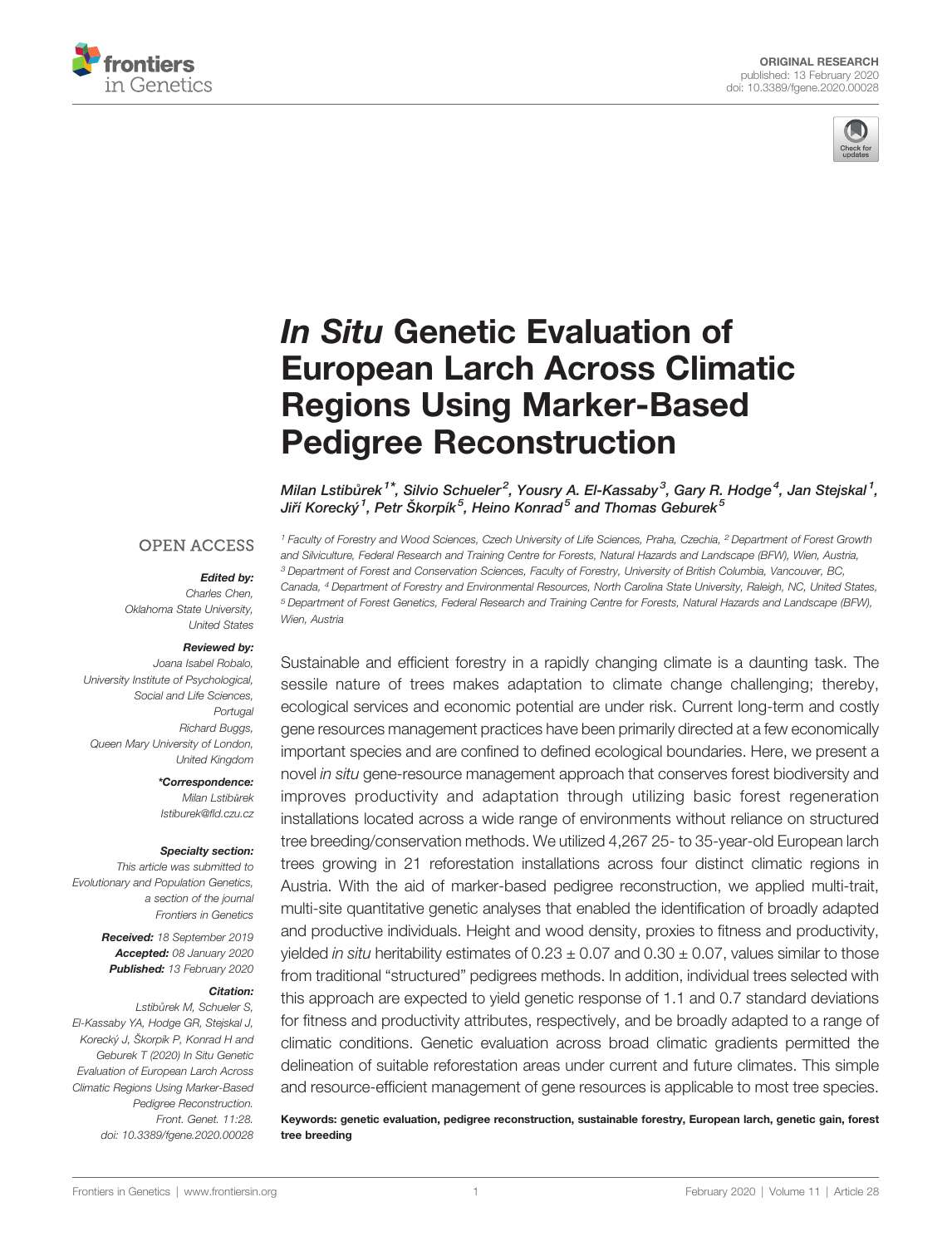ORIGINAL RESEARCH
published: 13 February 2020
doi: 10.3389/fgene.2020.00028

# *In Situ* Genetic Evaluation of European Larch Across Climatic Regions Using Marker-Based Pedigree Reconstruction

Milan Lstibůrek[1]*, Silvio Schueler[2], Yousry A. El-Kassaby[3], Gary R. Hodge[4], Jan Stejskal[1], Jiří Korecký[1], Petr Škorpík[5], Heino Konrad[5] and Thomas Geburek[5]

[1] Faculty of Forestry and Wood Sciences, Czech University of Life Sciences, Praha, Czechia, [2] Department of Forest Growth and Silviculture, Federal Research and Training Centre for Forests, Natural Hazards and Landscape (BFW), Wien, Austria, [3] Department of Forest and Conservation Sciences, Faculty of Forestry, University of British Columbia, Vancouver, BC, Canada, [4] Department of Forestry and Environmental Resources, North Carolina State University, Raleigh, NC, United States, [5] Department of Forest Genetics, Federal Research and Training Centre for Forests, Natural Hazards and Landscape (BFW), Wien, Austria

OPEN ACCESS

**Edited by:**
Charles Chen,
Oklahoma State University,
United States

**Reviewed by:**
Joana Isabel Robalo,
University Institute of Psychological,
Social and Life Sciences,
Portugal
Richard Buggs,
Queen Mary University of London,
United Kingdom

***Correspondence:**
Milan Lstibůrek
lstiburek@fld.czu.cz

**Specialty section:**
This article was submitted to
Evolutionary and Population Genetics,
a section of the journal
Frontiers in Genetics

**Received:** 18 September 2019
**Accepted:** 08 January 2020
**Published:** 13 February 2020

**Citation:**
Lstibůrek M, Schueler S,
El-Kassaby YA, Hodge GR, Stejskal J,
Korecký J, Škorpík P, Konrad H and
Geburek T (2020) In Situ Genetic
Evaluation of European Larch Across
Climatic Regions Using Marker-Based
Pedigree Reconstruction.
Front. Genet. 11:28.
doi: 10.3389/fgene.2020.00028

Sustainable and efficient forestry in a rapidly changing climate is a daunting task. The sessile nature of trees makes adaptation to climate change challenging; thereby, ecological services and economic potential are under risk. Current long-term and costly gene resources management practices have been primarily directed at a few economically important species and are confined to defined ecological boundaries. Here, we present a novel *in situ* gene-resource management approach that conserves forest biodiversity and improves productivity and adaptation through utilizing basic forest regeneration installations located across a wide range of environments without reliance on structured tree breeding/conservation methods. We utilized 4,267 25- to 35-year-old European larch trees growing in 21 reforestation installations across four distinct climatic regions in Austria. With the aid of marker-based pedigree reconstruction, we applied multi-trait, multi-site quantitative genetic analyses that enabled the identification of broadly adapted and productive individuals. Height and wood density, proxies to fitness and productivity, yielded *in situ* heritability estimates of 0.23 ± 0.07 and 0.30 ± 0.07, values similar to those from traditional "structured" pedigrees methods. In addition, individual trees selected with this approach are expected to yield genetic response of 1.1 and 0.7 standard deviations for fitness and productivity attributes, respectively, and be broadly adapted to a range of climatic conditions. Genetic evaluation across broad climatic gradients permitted the delineation of suitable reforestation areas under current and future climates. This simple and resource-efficient management of gene resources is applicable to most tree species.

**Keywords: genetic evaluation, pedigree reconstruction, sustainable forestry, European larch, genetic gain, forest tree breeding**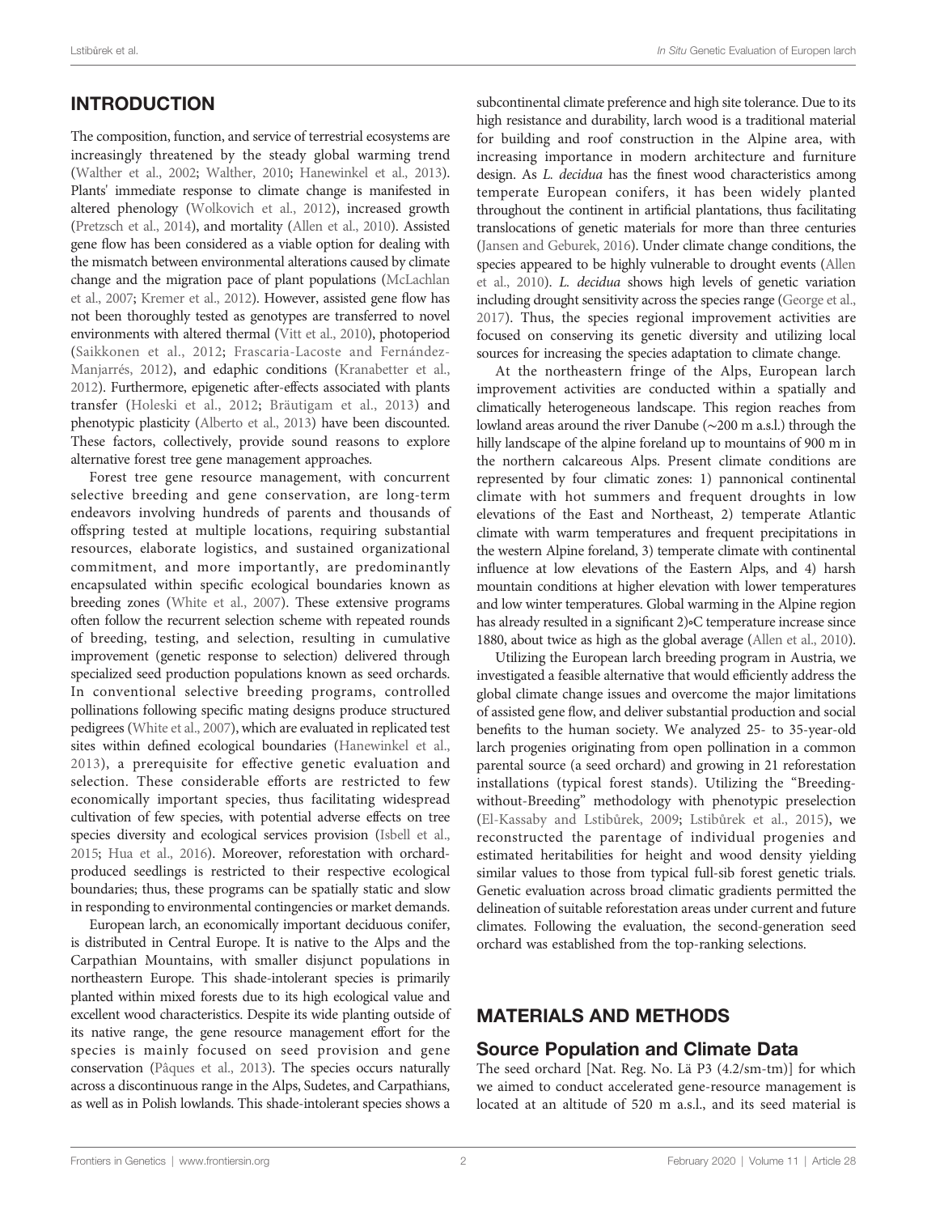## INTRODUCTION

The composition, function, and service of terrestrial ecosystems are increasingly threatened by the steady global warming trend (Walther et al., 2002; Walther, 2010; Hanewinkel et al., 2013). Plants' immediate response to climate change is manifested in altered phenology (Wolkovich et al., 2012), increased growth (Pretzsch et al., 2014), and mortality (Allen et al., 2010). Assisted gene flow has been considered as a viable option for dealing with the mismatch between environmental alterations caused by climate change and the migration pace of plant populations (McLachlan et al., 2007; Kremer et al., 2012). However, assisted gene flow has not been thoroughly tested as genotypes are transferred to novel environments with altered thermal (Vitt et al., 2010), photoperiod (Saikkonen et al., 2012; Frascaria-Lacoste and Fernández-Manjarrés, 2012), and edaphic conditions (Kranabetter et al., 2012). Furthermore, epigenetic after-effects associated with plants transfer (Holeski et al., 2012; Bräutigam et al., 2013) and phenotypic plasticity (Alberto et al., 2013) have been discounted. These factors, collectively, provide sound reasons to explore alternative forest tree gene management approaches.

Forest tree gene resource management, with concurrent selective breeding and gene conservation, are long-term endeavors involving hundreds of parents and thousands of offspring tested at multiple locations, requiring substantial resources, elaborate logistics, and sustained organizational commitment, and more importantly, are predominantly encapsulated within specific ecological boundaries known as breeding zones (White et al., 2007). These extensive programs often follow the recurrent selection scheme with repeated rounds of breeding, testing, and selection, resulting in cumulative improvement (genetic response to selection) delivered through specialized seed production populations known as seed orchards. In conventional selective breeding programs, controlled pollinations following specific mating designs produce structured pedigrees (White et al., 2007), which are evaluated in replicated test sites within defined ecological boundaries (Hanewinkel et al., 2013), a prerequisite for effective genetic evaluation and selection. These considerable efforts are restricted to few economically important species, thus facilitating widespread cultivation of few species, with potential adverse effects on tree species diversity and ecological services provision (Isbell et al., 2015; Hua et al., 2016). Moreover, reforestation with orchard-produced seedlings is restricted to their respective ecological boundaries; thus, these programs can be spatially static and slow in responding to environmental contingencies or market demands.

European larch, an economically important deciduous conifer, is distributed in Central Europe. It is native to the Alps and the Carpathian Mountains, with smaller disjunct populations in northeastern Europe. This shade-intolerant species is primarily planted within mixed forests due to its high ecological value and excellent wood characteristics. Despite its wide planting outside of its native range, the gene resource management effort for the species is mainly focused on seed provision and gene conservation (Pâques et al., 2013). The species occurs naturally across a discontinuous range in the Alps, Sudetes, and Carpathians, as well as in Polish lowlands. This shade-intolerant species shows a subcontinental climate preference and high site tolerance. Due to its high resistance and durability, larch wood is a traditional material for building and roof construction in the Alpine area, with increasing importance in modern architecture and furniture design. As *L. decidua* has the finest wood characteristics among temperate European conifers, it has been widely planted throughout the continent in artificial plantations, thus facilitating translocations of genetic materials for more than three centuries (Jansen and Geburek, 2016). Under climate change conditions, the species appeared to be highly vulnerable to drought events (Allen et al., 2010). *L. decidua* shows high levels of genetic variation including drought sensitivity across the species range (George et al., 2017). Thus, the species regional improvement activities are focused on conserving its genetic diversity and utilizing local sources for increasing the species adaptation to climate change.

At the northeastern fringe of the Alps, European larch improvement activities are conducted within a spatially and climatically heterogeneous landscape. This region reaches from lowland areas around the river Danube (~200 m a.s.l.) through the hilly landscape of the alpine foreland up to mountains of 900 m in the northern calcareous Alps. Present climate conditions are represented by four climatic zones: 1) pannonical continental climate with hot summers and frequent droughts in low elevations of the East and Northeast, 2) temperate Atlantic climate with warm temperatures and frequent precipitations in the western Alpine foreland, 3) temperate climate with continental influence at low elevations of the Eastern Alps, and 4) harsh mountain conditions at higher elevation with lower temperatures and low winter temperatures. Global warming in the Alpine region has already resulted in a significant 2°C temperature increase since 1880, about twice as high as the global average (Allen et al., 2010).

Utilizing the European larch breeding program in Austria, we investigated a feasible alternative that would efficiently address the global climate change issues and overcome the major limitations of assisted gene flow, and deliver substantial production and social benefits to the human society. We analyzed 25- to 35-year-old larch progenies originating from open pollination in a common parental source (a seed orchard) and growing in 21 reforestation installations (typical forest stands). Utilizing the "Breeding-without-Breeding" methodology with phenotypic preselection (El-Kassaby and Lstibůrek, 2009; Lstibůrek et al., 2015), we reconstructed the parentage of individual progenies and estimated heritabilities for height and wood density yielding similar values to those from typical full-sib forest genetic trials. Genetic evaluation across broad climatic gradients permitted the delineation of suitable reforestation areas under current and future climates. Following the evaluation, the second-generation seed orchard was established from the top-ranking selections.

## MATERIALS AND METHODS

### Source Population and Climate Data

The seed orchard [Nat. Reg. No. Lä P3 (4.2/sm-tm)] for which we aimed to conduct accelerated gene-resource management is located at an altitude of 520 m a.s.l., and its seed material is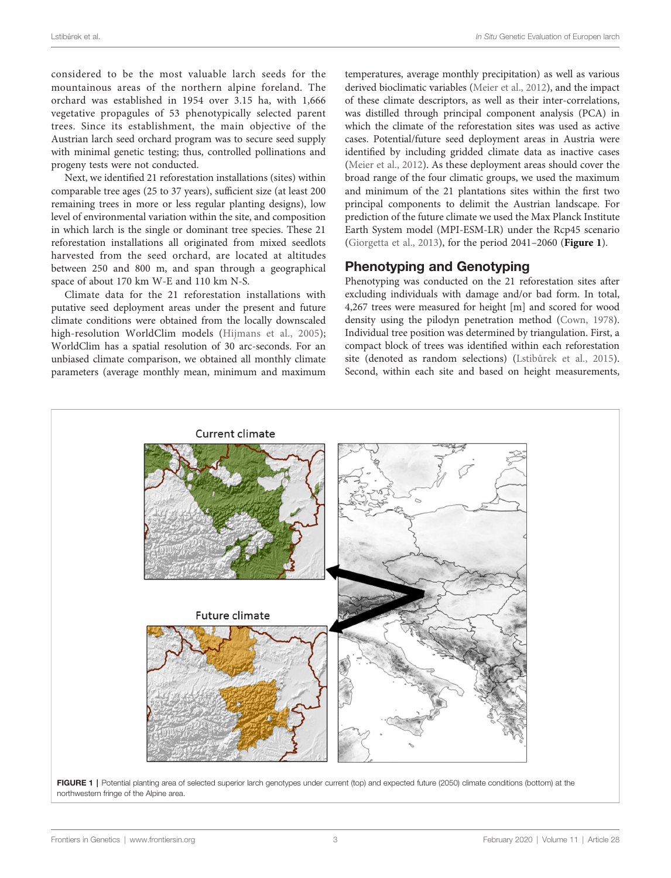considered to be the most valuable larch seeds for the mountainous areas of the northern alpine foreland. The orchard was established in 1954 over 3.15 ha, with 1,666 vegetative propagules of 53 phenotypically selected parent trees. Since its establishment, the main objective of the Austrian larch seed orchard program was to secure seed supply with minimal genetic testing; thus, controlled pollinations and progeny tests were not conducted.

Next, we identified 21 reforestation installations (sites) within comparable tree ages (25 to 37 years), sufficient size (at least 200 remaining trees in more or less regular planting designs), low level of environmental variation within the site, and composition in which larch is the single or dominant tree species. These 21 reforestation installations all originated from mixed seedlots harvested from the seed orchard, are located at altitudes between 250 and 800 m, and span through a geographical space of about 170 km W-E and 110 km N-S.

Climate data for the 21 reforestation installations with putative seed deployment areas under the present and future climate conditions were obtained from the locally downscaled high-resolution WorldClim models (Hijmans et al., 2005); WorldClim has a spatial resolution of 30 arc-seconds. For an unbiased climate comparison, we obtained all monthly climate parameters (average monthly mean, minimum and maximum temperatures, average monthly precipitation) as well as various derived bioclimatic variables (Meier et al., 2012), and the impact of these climate descriptors, as well as their inter-correlations, was distilled through principal component analysis (PCA) in which the climate of the reforestation sites was used as active cases. Potential/future seed deployment areas in Austria were identified by including gridded climate data as inactive cases (Meier et al., 2012). As these deployment areas should cover the broad range of the four climatic groups, we used the maximum and minimum of the 21 plantations sites within the first two principal components to delimit the Austrian landscape. For prediction of the future climate we used the Max Planck Institute Earth System model (MPI-ESM-LR) under the Rcp45 scenario (Giorgetta et al., 2013), for the period 2041–2060 (**Figure 1**).

## Phenotyping and Genotyping

Phenotyping was conducted on the 21 reforestation sites after excluding individuals with damage and/or bad form. In total, 4,267 trees were measured for height [m] and scored for wood density using the pilodyn penetration method (Cown, 1978). Individual tree position was determined by triangulation. First, a compact block of trees was identified within each reforestation site (denoted as random selections) (Lstibůrek et al., 2015). Second, within each site and based on height measurements,

**FIGURE 1** | Potential planting area of selected superior larch genotypes under current (top) and expected future (2050) climate conditions (bottom) at the northwestern fringe of the Alpine area.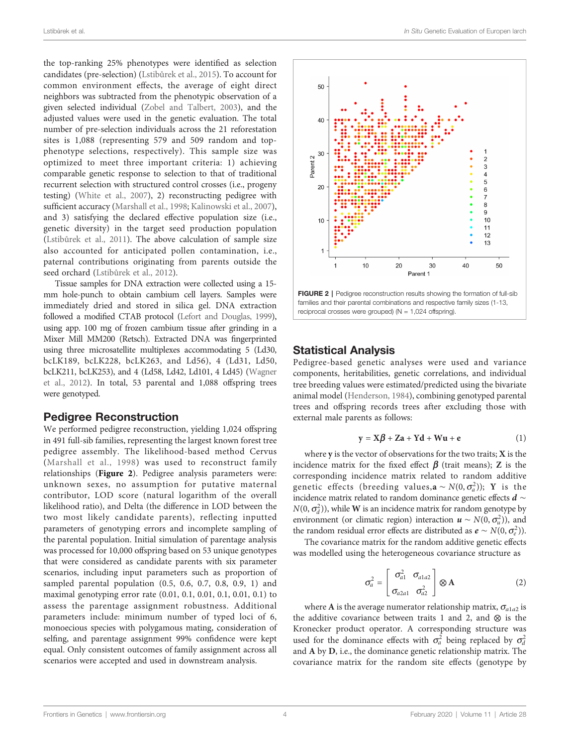the top-ranking 25% phenotypes were identified as selection candidates (pre-selection) (Lstibůrek et al., 2015). To account for common environment effects, the average of eight direct neighbors was subtracted from the phenotypic observation of a given selected individual (Zobel and Talbert, 2003), and the adjusted values were used in the genetic evaluation. The total number of pre-selection individuals across the 21 reforestation sites is 1,088 (representing 579 and 509 random and top-phenotype selections, respectively). This sample size was optimized to meet three important criteria: 1) achieving comparable genetic response to selection to that of traditional recurrent selection with structured control crosses (i.e., progeny testing) (White et al., 2007), 2) reconstructing pedigree with sufficient accuracy (Marshall et al., 1998; Kalinowski et al., 2007), and 3) satisfying the declared effective population size (i.e., genetic diversity) in the target seed production population (Lstibůrek et al., 2011). The above calculation of sample size also accounted for anticipated pollen contamination, i.e., paternal contributions originating from parents outside the seed orchard (Lstibůrek et al., 2012).

Tissue samples for DNA extraction were collected using a 15-mm hole-punch to obtain cambium cell layers. Samples were immediately dried and stored in silica gel. DNA extraction followed a modified CTAB protocol (Lefort and Douglas, 1999), using app. 100 mg of frozen cambium tissue after grinding in a Mixer Mill MM200 (Retsch). Extracted DNA was fingerprinted using three microsatellite multiplexes accommodating 5 (Ld30, bcLK189, bcLK228, bcLK263, and Ld56), 4 (Ld31, Ld50, bcLK211, bcLK253), and 4 (Ld58, Ld42, Ld101, 4 Ld45) (Wagner et al., 2012). In total, 53 parental and 1,088 offspring trees were genotyped.

## Pedigree Reconstruction

We performed pedigree reconstruction, yielding 1,024 offspring in 491 full-sib families, representing the largest known forest tree pedigree assembly. The likelihood-based method Cervus (Marshall et al., 1998) was used to reconstruct family relationships (**Figure 2**). Pedigree analysis parameters were: unknown sexes, no assumption for putative maternal contributor, LOD score (natural logarithm of the overall likelihood ratio), and Delta (the difference in LOD between the two most likely candidate parents), reflecting inputted parameters of genotyping errors and incomplete sampling of the parental population. Initial simulation of parentage analysis was processed for 10,000 offspring based on 53 unique genotypes that were considered as candidate parents with six parameter scenarios, including input parameters such as proportion of sampled parental population (0.5, 0.6, 0.7, 0.8, 0.9, 1) and maximal genotyping error rate (0.01, 0.1, 0.01, 0.1, 0.01, 0.1) to assess the parentage assignment robustness. Additional parameters include: minimum number of typed loci of 6, monoecious species with polygamous mating, consideration of selfing, and parentage assignment 99% confidence were kept equal. Only consistent outcomes of family assignment across all scenarios were accepted and used in downstream analysis.

**FIGURE 2** | Pedigree reconstruction results showing the formation of full-sib families and their parental combinations and respective family sizes (1-13, reciprocal crosses were grouped) (N = 1,024 offspring).

## Statistical Analysis

Pedigree-based genetic analyses were used and variance components, heritabilities, genetic correlations, and individual tree breeding values were estimated/predicted using the bivariate animal model (Henderson, 1984), combining genotyped parental trees and offspring records trees after excluding those with external male parents as follows:

$$\mathbf{y} = \mathbf{X}\boldsymbol{\beta} + \mathbf{Za} + \mathbf{Yd} + \mathbf{Wu} + \mathbf{e} \tag{1}$$

where $\mathbf{y}$ is the vector of observations for the two traits; $\mathbf{X}$ is the incidence matrix for the fixed effect $\boldsymbol{\beta}$ (trait means); $\mathbf{Z}$ is the corresponding incidence matrix related to random additive genetic effects (breeding values, $\mathbf{a} \sim N(0, \sigma_a^2)$); $\mathbf{Y}$ is the incidence matrix related to random dominance genetic effects $\boldsymbol{d} \sim N(0, \sigma_d^2)$), while $\mathbf{W}$ is an incidence matrix for random genotype by environment (or climatic region) interaction $\boldsymbol{u} \sim N(0, \sigma_u^2)$), and the random residual error effects are distributed as $\boldsymbol{e} \sim N(0, \sigma_e^2)$).

The covariance matrix for the random additive genetic effects was modelled using the heterogeneous covariance structure as

$$\sigma_a^2 = \begin{bmatrix} \sigma_{a1}^2 & \sigma_{a1a2} \\ \sigma_{a2a1} & \sigma_{a2}^2 \end{bmatrix} \otimes \mathbf{A} \tag{2}$$

where $\mathbf{A}$ is the average numerator relationship matrix, $\sigma_{a1a2}$ is the additive covariance between traits 1 and 2, and $\otimes$ is the Kronecker product operator. A corresponding structure was used for the dominance effects with $\sigma_a^2$ being replaced by $\sigma_d^2$ and $\mathbf{A}$ by $\mathbf{D}$, i.e., the dominance genetic relationship matrix. The covariance matrix for the random site effects (genotype by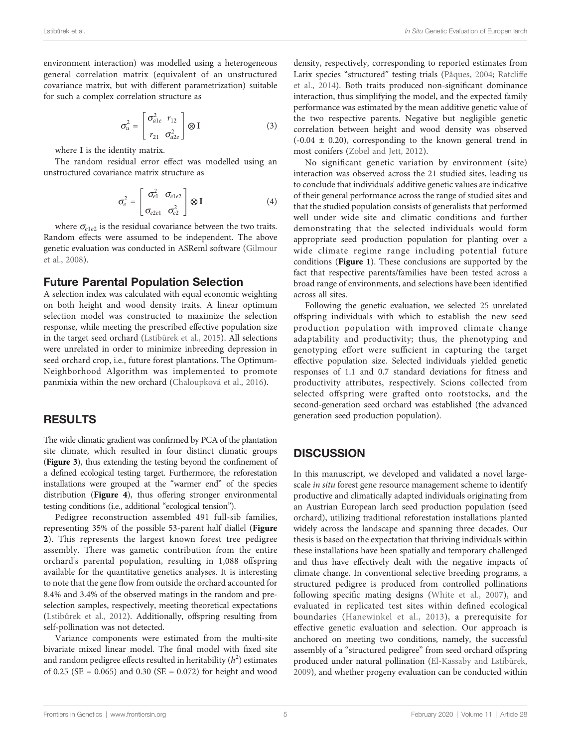environment interaction) was modelled using a heterogeneous general correlation matrix (equivalent of an unstructured covariance matrix, but with different parametrization) suitable for such a complex correlation structure as

$$\sigma_u^2 = \begin{bmatrix} \sigma_{a1e}^2 & r_{12} \\ r_{21} & \sigma_{a2e}^2 \end{bmatrix} \otimes \mathbf{I} \tag{3}$$

where **I** is the identity matrix.

The random residual error effect was modelled using an unstructured covariance matrix structure as

$$\sigma_e^2 = \begin{bmatrix} \sigma_{e1}^2 & \sigma_{e1e2} \\ \sigma_{e2e1} & \sigma_{e2}^2 \end{bmatrix} \otimes \mathbf{I} \tag{4}$$

where $\sigma_{e1e2}$ is the residual covariance between the two traits. Random effects were assumed to be independent. The above genetic evaluation was conducted in ASReml software (Gilmour et al., 2008).

### Future Parental Population Selection

A selection index was calculated with equal economic weighting on both height and wood density traits. A linear optimum selection model was constructed to maximize the selection response, while meeting the prescribed effective population size in the target seed orchard (Lstibůrek et al., 2015). All selections were unrelated in order to minimize inbreeding depression in seed orchard crop, i.e., future forest plantations. The Optimum-Neighborhood Algorithm was implemented to promote panmixia within the new orchard (Chaloupková et al., 2016).

## RESULTS

The wide climatic gradient was confirmed by PCA of the plantation site climate, which resulted in four distinct climatic groups (**Figure 3**), thus extending the testing beyond the confinement of a defined ecological testing target. Furthermore, the reforestation installations were grouped at the "warmer end" of the species distribution (**Figure 4**), thus offering stronger environmental testing conditions (i.e., additional "ecological tension").

Pedigree reconstruction assembled 491 full-sib families, representing 35% of the possible 53-parent half diallel (**Figure 2**). This represents the largest known forest tree pedigree assembly. There was gametic contribution from the entire orchard's parental population, resulting in 1,088 offspring available for the quantitative genetics analyses. It is interesting to note that the gene flow from outside the orchard accounted for 8.4% and 3.4% of the observed matings in the random and pre-selection samples, respectively, meeting theoretical expectations (Lstibůrek et al., 2012). Additionally, offspring resulting from self-pollination was not detected.

Variance components were estimated from the multi-site bivariate mixed linear model. The final model with fixed site and random pedigree effects resulted in heritability ($h^2$) estimates of 0.25 (SE = 0.065) and 0.30 (SE = 0.072) for height and wood density, respectively, corresponding to reported estimates from Larix species "structured" testing trials (Pâques, 2004; Ratcliffe et al., 2014). Both traits produced non-significant dominance interaction, thus simplifying the model, and the expected family performance was estimated by the mean additive genetic value of the two respective parents. Negative but negligible genetic correlation between height and wood density was observed (-0.04 ± 0.20), corresponding to the known general trend in most conifers (Zobel and Jett, 2012).

No significant genetic variation by environment (site) interaction was observed across the 21 studied sites, leading us to conclude that individuals' additive genetic values are indicative of their general performance across the range of studied sites and that the studied population consists of generalists that performed well under wide site and climatic conditions and further demonstrating that the selected individuals would form appropriate seed production population for planting over a wide climate regime range including potential future conditions (**Figure 1**). These conclusions are supported by the fact that respective parents/families have been tested across a broad range of environments, and selections have been identified across all sites.

Following the genetic evaluation, we selected 25 unrelated offspring individuals with which to establish the new seed production population with improved climate change adaptability and productivity; thus, the phenotyping and genotyping effort were sufficient in capturing the target effective population size. Selected individuals yielded genetic responses of 1.1 and 0.7 standard deviations for fitness and productivity attributes, respectively. Scions collected from selected offspring were grafted onto rootstocks, and the second-generation seed orchard was established (the advanced generation seed production population).

## DISCUSSION

In this manuscript, we developed and validated a novel large-scale *in situ* forest gene resource management scheme to identify productive and climatically adapted individuals originating from an Austrian European larch seed production population (seed orchard), utilizing traditional reforestation installations planted widely across the landscape and spanning three decades. Our thesis is based on the expectation that thriving individuals within these installations have been spatially and temporary challenged and thus have effectively dealt with the negative impacts of climate change. In conventional selective breeding programs, a structured pedigree is produced from controlled pollinations following specific mating designs (White et al., 2007), and evaluated in replicated test sites within defined ecological boundaries (Hanewinkel et al., 2013), a prerequisite for effective genetic evaluation and selection. Our approach is anchored on meeting two conditions, namely, the successful assembly of a "structured pedigree" from seed orchard offspring produced under natural pollination (El-Kassaby and Lstibůrek, 2009), and whether progeny evaluation can be conducted within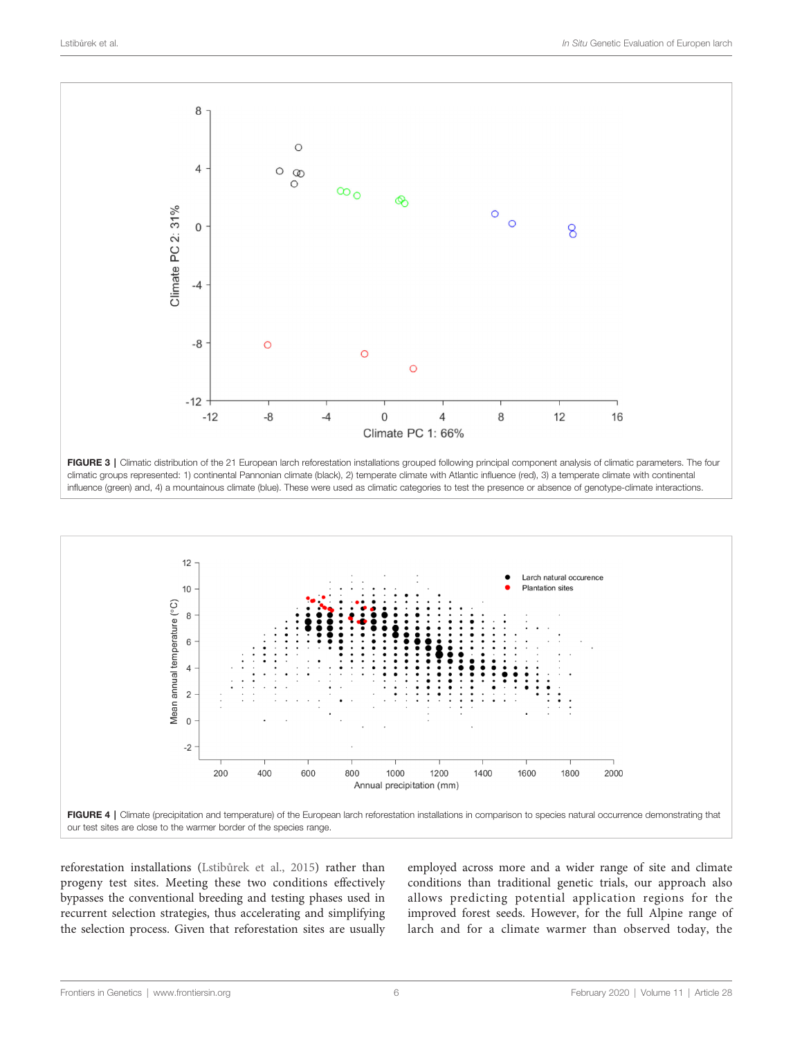FIGURE 3 | Climatic distribution of the 21 European larch reforestation installations grouped following principal component analysis of climatic parameters. The four climatic groups represented: 1) continental Pannonian climate (black), 2) temperate climate with Atlantic influence (red), 3) a temperate climate with continental influence (green) and, 4) a mountainous climate (blue). These were used as climatic categories to test the presence or absence of genotype-climate interactions.

FIGURE 4 | Climate (precipitation and temperature) of the European larch reforestation installations in comparison to species natural occurrence demonstrating that our test sites are close to the warmer border of the species range.

reforestation installations (Lstibůrek et al., 2015) rather than progeny test sites. Meeting these two conditions effectively bypasses the conventional breeding and testing phases used in recurrent selection strategies, thus accelerating and simplifying the selection process. Given that reforestation sites are usually employed across more and a wider range of site and climate conditions than traditional genetic trials, our approach also allows predicting potential application regions for the improved forest seeds. However, for the full Alpine range of larch and for a climate warmer than observed today, the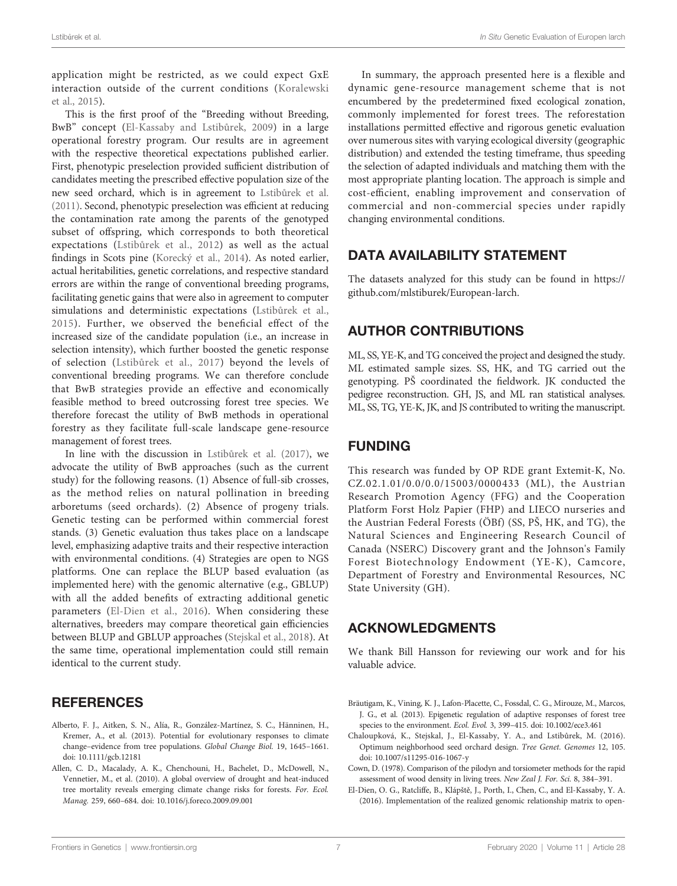application might be restricted, as we could expect GxE interaction outside of the current conditions (Koralewski et al., 2015).

This is the first proof of the "Breeding without Breeding, BwB" concept (El-Kassaby and Lstibůrek, 2009) in a large operational forestry program. Our results are in agreement with the respective theoretical expectations published earlier. First, phenotypic preselection provided sufficient distribution of candidates meeting the prescribed effective population size of the new seed orchard, which is in agreement to Lstibůrek et al. (2011). Second, phenotypic preselection was efficient at reducing the contamination rate among the parents of the genotyped subset of offspring, which corresponds to both theoretical expectations (Lstibůrek et al., 2012) as well as the actual findings in Scots pine (Korecký et al., 2014). As noted earlier, actual heritabilities, genetic correlations, and respective standard errors are within the range of conventional breeding programs, facilitating genetic gains that were also in agreement to computer simulations and deterministic expectations (Lstibůrek et al., 2015). Further, we observed the beneficial effect of the increased size of the candidate population (i.e., an increase in selection intensity), which further boosted the genetic response of selection (Lstibůrek et al., 2017) beyond the levels of conventional breeding programs. We can therefore conclude that BwB strategies provide an effective and economically feasible method to breed outcrossing forest tree species. We therefore forecast the utility of BwB methods in operational forestry as they facilitate full-scale landscape gene-resource management of forest trees.

In line with the discussion in Lstibůrek et al. (2017), we advocate the utility of BwB approaches (such as the current study) for the following reasons. (1) Absence of full-sib crosses, as the method relies on natural pollination in breeding arboretums (seed orchards). (2) Absence of progeny trials. Genetic testing can be performed within commercial forest stands. (3) Genetic evaluation thus takes place on a landscape level, emphasizing adaptive traits and their respective interaction with environmental conditions. (4) Strategies are open to NGS platforms. One can replace the BLUP based evaluation (as implemented here) with the genomic alternative (e.g., GBLUP) with all the added benefits of extracting additional genetic parameters (El-Dien et al., 2016). When considering these alternatives, breeders may compare theoretical gain efficiencies between BLUP and GBLUP approaches (Stejskal et al., 2018). At the same time, operational implementation could still remain identical to the current study.

In summary, the approach presented here is a flexible and dynamic gene-resource management scheme that is not encumbered by the predetermined fixed ecological zonation, commonly implemented for forest trees. The reforestation installations permitted effective and rigorous genetic evaluation over numerous sites with varying ecological diversity (geographic distribution) and extended the testing timeframe, thus speeding the selection of adapted individuals and matching them with the most appropriate planting location. The approach is simple and cost-efficient, enabling improvement and conservation of commercial and non-commercial species under rapidly changing environmental conditions.

## DATA AVAILABILITY STATEMENT

The datasets analyzed for this study can be found in https://github.com/mlstiburek/European-larch.

## AUTHOR CONTRIBUTIONS

ML, SS, YE-K, and TG conceived the project and designed the study. ML estimated sample sizes. SS, HK, and TG carried out the genotyping. PŠ coordinated the fieldwork. JK conducted the pedigree reconstruction. GH, JS, and ML ran statistical analyses. ML, SS, TG, YE-K, JK, and JS contributed to writing the manuscript.

## FUNDING

This research was funded by OP RDE grant Extemit-K, No. CZ.02.1.01/0.0/0.0/15003/0000433 (ML), the Austrian Research Promotion Agency (FFG) and the Cooperation Platform Forst Holz Papier (FHP) and LIECO nurseries and the Austrian Federal Forests (ÖBf) (SS, PŠ, HK, and TG), the Natural Sciences and Engineering Research Council of Canada (NSERC) Discovery grant and the Johnson's Family Forest Biotechnology Endowment (YE-K), Camcore, Department of Forestry and Environmental Resources, NC State University (GH).

## ACKNOWLEDGMENTS

We thank Bill Hansson for reviewing our work and for his valuable advice.

## REFERENCES

Alberto, F. J., Aitken, S. N., Alía, R., González-Martínez, S. C., Hänninen, H., Kremer, A., et al. (2013). Potential for evolutionary responses to climate change–evidence from tree populations. *Global Change Biol.* 19, 1645–1661. doi: 10.1111/gcb.12181

Allen, C. D., Macalady, A. K., Chenchouni, H., Bachelet, D., McDowell, N., Vennetier, M., et al. (2010). A global overview of drought and heat-induced tree mortality reveals emerging climate change risks for forests. *For. Ecol. Manag.* 259, 660–684. doi: 10.1016/j.foreco.2009.09.001

Bräutigam, K., Vining, K. J., Lafon-Placette, C., Fossdal, C. G., Mirouze, M., Marcos, J. G., et al. (2013). Epigenetic regulation of adaptive responses of forest tree species to the environment. *Ecol. Evol.* 3, 399–415. doi: 10.1002/ece3.461

Chaloupková, K., Stejskal, J., El-Kassaby, Y. A., and Lstibůrek, M. (2016). Optimum neighborhood seed orchard design. *Tree Genet. Genomes* 12, 105. doi: 10.1007/s11295-016-1067-y

Cown, D. (1978). Comparison of the pilodyn and torsiometer methods for the rapid assessment of wood density in living trees. *New Zeal J. For. Sci.* 8, 384–391.

El-Dien, O. G., Ratcliffe, B., Klápště, J., Porth, I., Chen, C., and El-Kassaby, Y. A. (2016). Implementation of the realized genomic relationship matrix to open-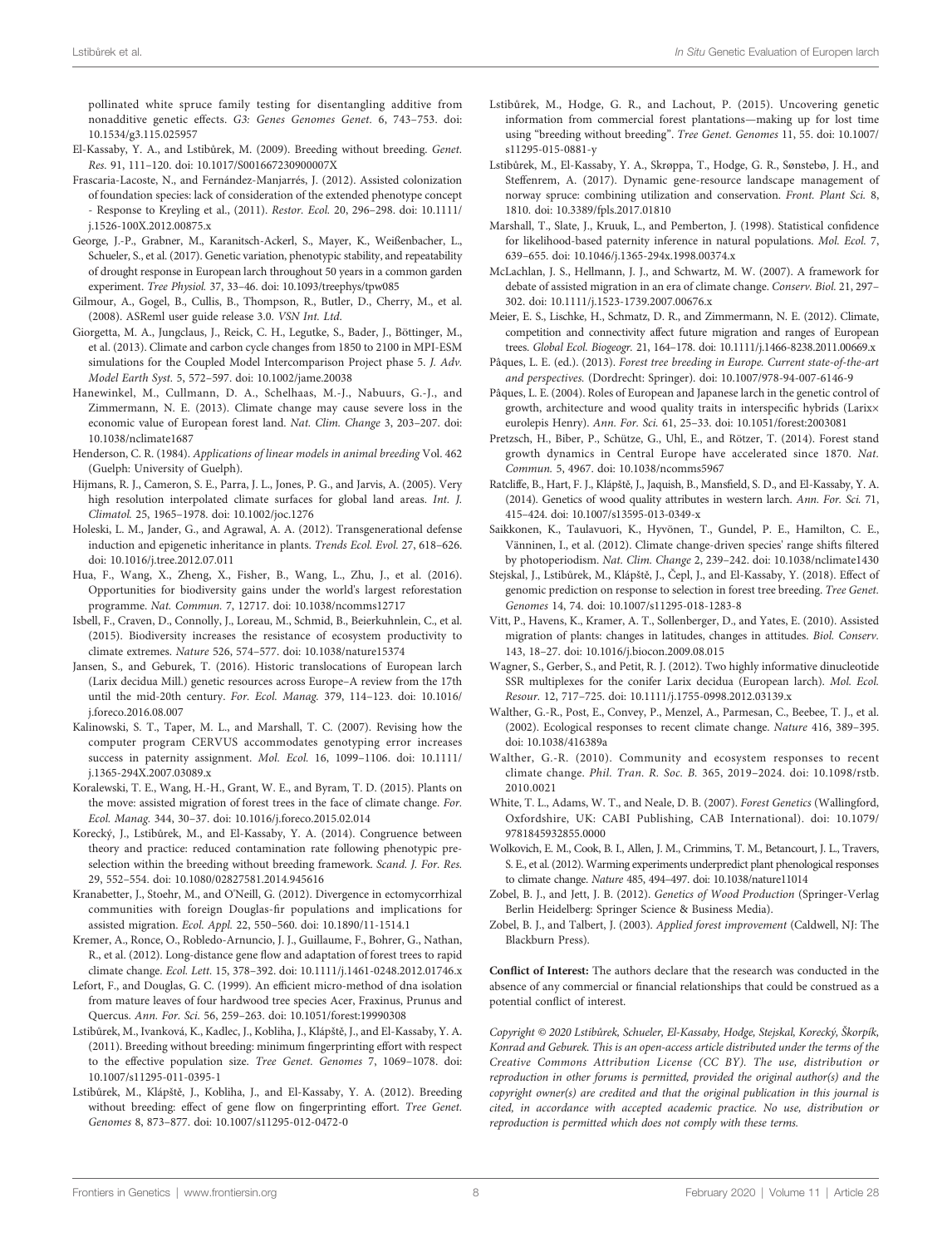pollinated white spruce family testing for disentangling additive from nonadditive genetic effects. *G3: Genes Genomes Genet.* 6, 743–753. doi: 10.1534/g3.115.025957

El-Kassaby, Y. A., and Lstibůrek, M. (2009). Breeding without breeding. *Genet. Res.* 91, 111–120. doi: 10.1017/S001667230900007X

Frascaria-Lacoste, N., and Fernández-Manjarrés, J. (2012). Assisted colonization of foundation species: lack of consideration of the extended phenotype concept - Response to Kreyling et al., (2011). *Restor. Ecol.* 20, 296–298. doi: 10.1111/j.1526-100X.2012.00875.x

George, J.-P., Grabner, M., Karanitsch-Ackerl, S., Mayer, K., Weißenbacher, L., Schueler, S., et al. (2017). Genetic variation, phenotypic stability, and repeatability of drought response in European larch throughout 50 years in a common garden experiment. *Tree Physiol.* 37, 33–46. doi: 10.1093/treephys/tpw085

Gilmour, A., Gogel, B., Cullis, B., Thompson, R., Butler, D., Cherry, M., et al. (2008). ASReml user guide release 3.0. *VSN Int. Ltd.*

Giorgetta, M. A., Jungclaus, J., Reick, C. H., Legutke, S., Bader, J., Böttinger, M., et al. (2013). Climate and carbon cycle changes from 1850 to 2100 in MPI-ESM simulations for the Coupled Model Intercomparison Project phase 5. *J. Adv. Model Earth Syst.* 5, 572–597. doi: 10.1002/jame.20038

Hanewinkel, M., Cullmann, D. A., Schelhaas, M.-J., Nabuurs, G.-J., and Zimmermann, N. E. (2013). Climate change may cause severe loss in the economic value of European forest land. *Nat. Clim. Change* 3, 203–207. doi: 10.1038/nclimate1687

Henderson, C. R. (1984). *Applications of linear models in animal breeding* Vol. 462 (Guelph: University of Guelph).

Hijmans, R. J., Cameron, S. E., Parra, J. L., Jones, P. G., and Jarvis, A. (2005). Very high resolution interpolated climate surfaces for global land areas. *Int. J. Climatol.* 25, 1965–1978. doi: 10.1002/joc.1276

Holeski, L. M., Jander, G., and Agrawal, A. A. (2012). Transgenerational defense induction and epigenetic inheritance in plants. *Trends Ecol. Evol.* 27, 618–626. doi: 10.1016/j.tree.2012.07.011

Hua, F., Wang, X., Zheng, X., Fisher, B., Wang, L., Zhu, J., et al. (2016). Opportunities for biodiversity gains under the world's largest reforestation programme. *Nat. Commun.* 7, 12717. doi: 10.1038/ncomms12717

Isbell, F., Craven, D., Connolly, J., Loreau, M., Schmid, B., Beierkuhnlein, C., et al. (2015). Biodiversity increases the resistance of ecosystem productivity to climate extremes. *Nature* 526, 574–577. doi: 10.1038/nature15374

Jansen, S., and Geburek, T. (2016). Historic translocations of European larch (Larix decidua Mill.) genetic resources across Europe–A review from the 17th until the mid-20th century. *For. Ecol. Manag.* 379, 114–123. doi: 10.1016/j.foreco.2016.08.007

Kalinowski, S. T., Taper, M. L., and Marshall, T. C. (2007). Revising how the computer program CERVUS accommodates genotyping error increases success in paternity assignment. *Mol. Ecol.* 16, 1099–1106. doi: 10.1111/j.1365-294X.2007.03089.x

Koralewski, T. E., Wang, H.-H., Grant, W. E., and Byram, T. D. (2015). Plants on the move: assisted migration of forest trees in the face of climate change. *For. Ecol. Manag.* 344, 30–37. doi: 10.1016/j.foreco.2015.02.014

Korecký, J., Lstibůrek, M., and El-Kassaby, Y. A. (2014). Congruence between theory and practice: reduced contamination rate following phenotypic preselection within the breeding without breeding framework. *Scand. J. For. Res.* 29, 552–554. doi: 10.1080/02827581.2014.945616

Kranabetter, J., Stoehr, M., and O'Neill, G. (2012). Divergence in ectomycorrhizal communities with foreign Douglas-fir populations and implications for assisted migration. *Ecol. Appl.* 22, 550–560. doi: 10.1890/11-1514.1

Kremer, A., Ronce, O., Robledo-Arnuncio, J. J., Guillaume, F., Bohrer, G., Nathan, R., et al. (2012). Long-distance gene flow and adaptation of forest trees to rapid climate change. *Ecol. Lett.* 15, 378–392. doi: 10.1111/j.1461-0248.2012.01746.x

Lefort, F., and Douglas, G. C. (1999). An efficient micro-method of dna isolation from mature leaves of four hardwood tree species Acer, Fraxinus, Prunus and Quercus. *Ann. For. Sci.* 56, 259–263. doi: 10.1051/forest:19990308

Lstibůrek, M., Ivanková, K., Kadlec, J., Kobliha, J., Klápště, J., and El-Kassaby, Y. A. (2011). Breeding without breeding: minimum fingerprinting effort with respect to the effective population size. *Tree Genet. Genomes* 7, 1069–1078. doi: 10.1007/s11295-011-0395-1

Lstibůrek, M., Klápště, J., Kobliha, J., and El-Kassaby, Y. A. (2012). Breeding without breeding: effect of gene flow on fingerprinting effort. *Tree Genet. Genomes* 8, 873–877. doi: 10.1007/s11295-012-0472-0

Lstibůrek, M., Hodge, G. R., and Lachout, P. (2015). Uncovering genetic information from commercial forest plantations—making up for lost time using "breeding without breeding". *Tree Genet. Genomes* 11, 55. doi: 10.1007/s11295-015-0881-y

Lstibůrek, M., El-Kassaby, Y. A., Skrøppa, T., Hodge, G. R., Sønstebø, J. H., and Steffenrem, A. (2017). Dynamic gene-resource landscape management of norway spruce: combining utilization and conservation. *Front. Plant Sci.* 8, 1810. doi: 10.3389/fpls.2017.01810

Marshall, T., Slate, J., Kruuk, L., and Pemberton, J. (1998). Statistical confidence for likelihood-based paternity inference in natural populations. *Mol. Ecol.* 7, 639–655. doi: 10.1046/j.1365-294x.1998.00374.x

McLachlan, J. S., Hellmann, J. J., and Schwartz, M. W. (2007). A framework for debate of assisted migration in an era of climate change. *Conserv. Biol.* 21, 297–302. doi: 10.1111/j.1523-1739.2007.00676.x

Meier, E. S., Lischke, H., Schmatz, D. R., and Zimmermann, N. E. (2012). Climate, competition and connectivity affect future migration and ranges of European trees. *Global Ecol. Biogeogr.* 21, 164–178. doi: 10.1111/j.1466-8238.2011.00669.x

Pâques, L. E. (ed.). (2013). *Forest tree breeding in Europe. Current state-of-the-art and perspectives.* (Dordrecht: Springer). doi: 10.1007/978-94-007-6146-9

Pâques, L. E. (2004). Roles of European and Japanese larch in the genetic control of growth, architecture and wood quality traits in interspecific hybrids (Larix× eurolepis Henry). *Ann. For. Sci.* 61, 25–33. doi: 10.1051/forest:2003081

Pretzsch, H., Biber, P., Schütze, G., Uhl, E., and Rötzer, T. (2014). Forest stand growth dynamics in Central Europe have accelerated since 1870. *Nat. Commun.* 5, 4967. doi: 10.1038/ncomms5967

Ratcliffe, B., Hart, F. J., Klápště, J., Jaquish, B., Mansfield, S. D., and El-Kassaby, Y. A. (2014). Genetics of wood quality attributes in western larch. *Ann. For. Sci.* 71, 415–424. doi: 10.1007/s13595-013-0349-x

Saikkonen, K., Taulavuori, K., Hyvönen, T., Gundel, P. E., Hamilton, C. E., Vänninen, I., et al. (2012). Climate change-driven species' range shifts filtered by photoperiodism. *Nat. Clim. Change* 2, 239–242. doi: 10.1038/nclimate1430

Stejskal, J., Lstibůrek, M., Klápště, J., Čepl, J., and El-Kassaby, Y. (2018). Effect of genomic prediction on response to selection in forest tree breeding. *Tree Genet. Genomes* 14, 74. doi: 10.1007/s11295-018-1283-8

Vitt, P., Havens, K., Kramer, A. T., Sollenberger, D., and Yates, E. (2010). Assisted migration of plants: changes in latitudes, changes in attitudes. *Biol. Conserv.* 143, 18–27. doi: 10.1016/j.biocon.2009.08.015

Wagner, S., Gerber, S., and Petit, R. J. (2012). Two highly informative dinucleotide SSR multiplexes for the conifer Larix decidua (European larch). *Mol. Ecol. Resour.* 12, 717–725. doi: 10.1111/j.1755-0998.2012.03139.x

Walther, G.-R., Post, E., Convey, P., Menzel, A., Parmesan, C., Beebee, T. J., et al. (2002). Ecological responses to recent climate change. *Nature* 416, 389–395. doi: 10.1038/416389a

Walther, G.-R. (2010). Community and ecosystem responses to recent climate change. *Phil. Tran. R. Soc. B.* 365, 2019–2024. doi: 10.1098/rstb.2010.0021

White, T. L., Adams, W. T., and Neale, D. B. (2007). *Forest Genetics* (Wallingford, Oxfordshire, UK: CABI Publishing, CAB International). doi: 10.1079/9781845932855.0000

Wolkovich, E. M., Cook, B. I., Allen, J. M., Crimmins, T. M., Betancourt, J. L., Travers, S. E., et al. (2012). Warming experiments underpredict plant phenological responses to climate change. *Nature* 485, 494–497. doi: 10.1038/nature11014

Zobel, B. J., and Jett, J. B. (2012). *Genetics of Wood Production* (Springer-Verlag Berlin Heidelberg: Springer Science & Business Media).

Zobel, B. J., and Talbert, J. (2003). *Applied forest improvement* (Caldwell, NJ: The Blackburn Press).

**Conflict of Interest:** The authors declare that the research was conducted in the absence of any commercial or financial relationships that could be construed as a potential conflict of interest.

*Copyright © 2020 Lstibůrek, Schueler, El-Kassaby, Hodge, Stejskal, Korecký, Škorpík, Konrad and Geburek. This is an open-access article distributed under the terms of the Creative Commons Attribution License (CC BY). The use, distribution or reproduction in other forums is permitted, provided the original author(s) and the copyright owner(s) are credited and that the original publication in this journal is cited, in accordance with accepted academic practice. No use, distribution or reproduction is permitted which does not comply with these terms.*